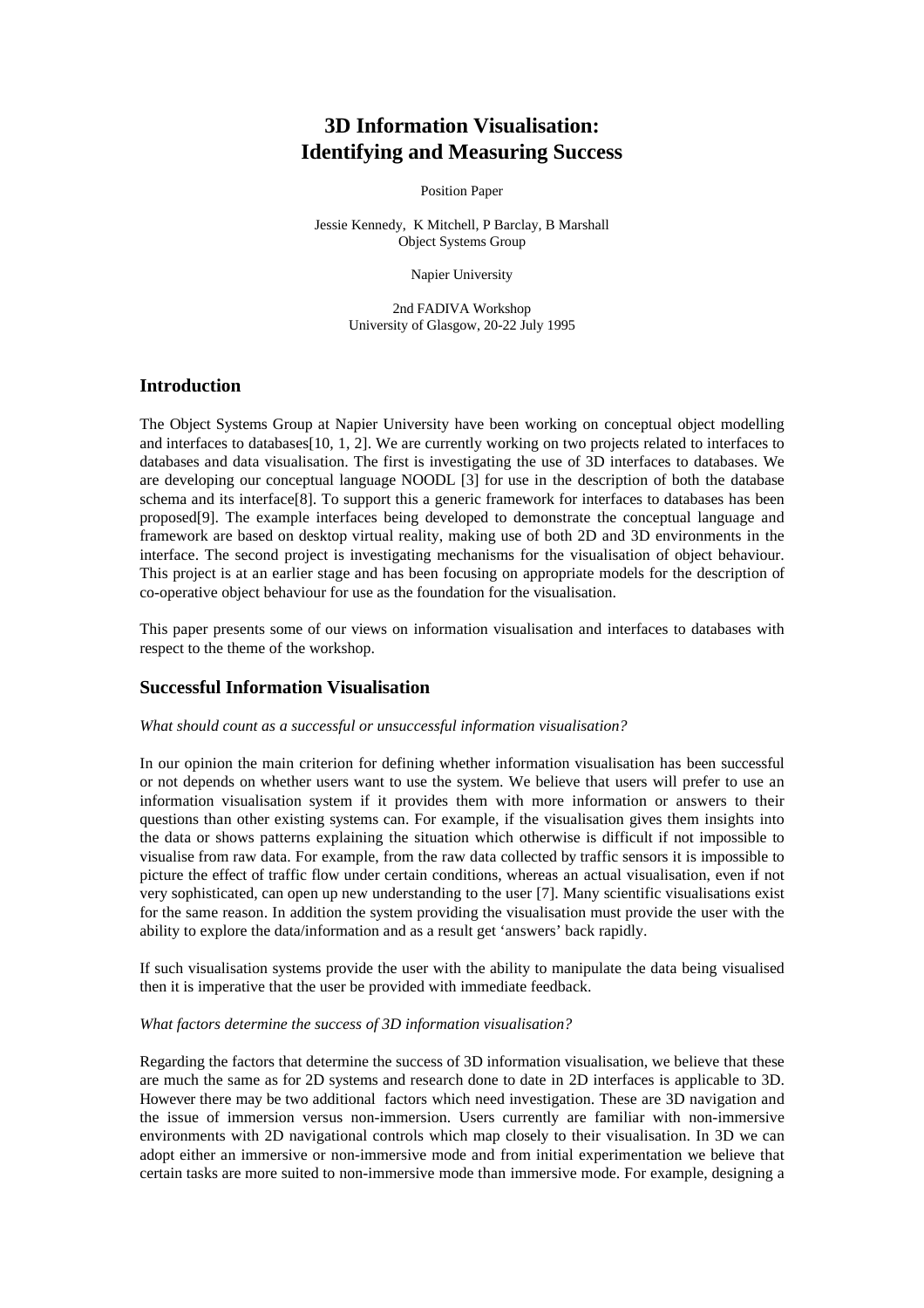# 3D Information Visualisation: Identifying and Measuring Success

Position Paper

Jessie Kennedy, K Mitchell, P Barclay, B Marshall
Object Systems Group

Napier University

2nd FADIVA Workshop
University of Glasgow, 20-22 July 1995

## Introduction

The Object Systems Group at Napier University have been working on conceptual object modelling and interfaces to databases[10, 1, 2]. We are currently working on two projects related to interfaces to databases and data visualisation. The first is investigating the use of 3D interfaces to databases. We are developing our conceptual language NOODL [3] for use in the description of both the database schema and its interface[8]. To support this a generic framework for interfaces to databases has been proposed[9]. The example interfaces being developed to demonstrate the conceptual language and framework are based on desktop virtual reality, making use of both 2D and 3D environments in the interface. The second project is investigating mechanisms for the visualisation of object behaviour. This project is at an earlier stage and has been focusing on appropriate models for the description of co-operative object behaviour for use as the foundation for the visualisation.

This paper presents some of our views on information visualisation and interfaces to databases with respect to the theme of the workshop.

## Successful Information Visualisation

*What should count as a successful or unsuccessful information visualisation?*

In our opinion the main criterion for defining whether information visualisation has been successful or not depends on whether users want to use the system. We believe that users will prefer to use an information visualisation system if it provides them with more information or answers to their questions than other existing systems can. For example, if the visualisation gives them insights into the data or shows patterns explaining the situation which otherwise is difficult if not impossible to visualise from raw data. For example, from the raw data collected by traffic sensors it is impossible to picture the effect of traffic flow under certain conditions, whereas an actual visualisation, even if not very sophisticated, can open up new understanding to the user [7]. Many scientific visualisations exist for the same reason. In addition the system providing the visualisation must provide the user with the ability to explore the data/information and as a result get 'answers' back rapidly.

If such visualisation systems provide the user with the ability to manipulate the data being visualised then it is imperative that the user be provided with immediate feedback.

*What factors determine the success of 3D information visualisation?*

Regarding the factors that determine the success of 3D information visualisation, we believe that these are much the same as for 2D systems and research done to date in 2D interfaces is applicable to 3D. However there may be two additional factors which need investigation. These are 3D navigation and the issue of immersion versus non-immersion. Users currently are familiar with non-immersive environments with 2D navigational controls which map closely to their visualisation. In 3D we can adopt either an immersive or non-immersive mode and from initial experimentation we believe that certain tasks are more suited to non-immersive mode than immersive mode. For example, designing a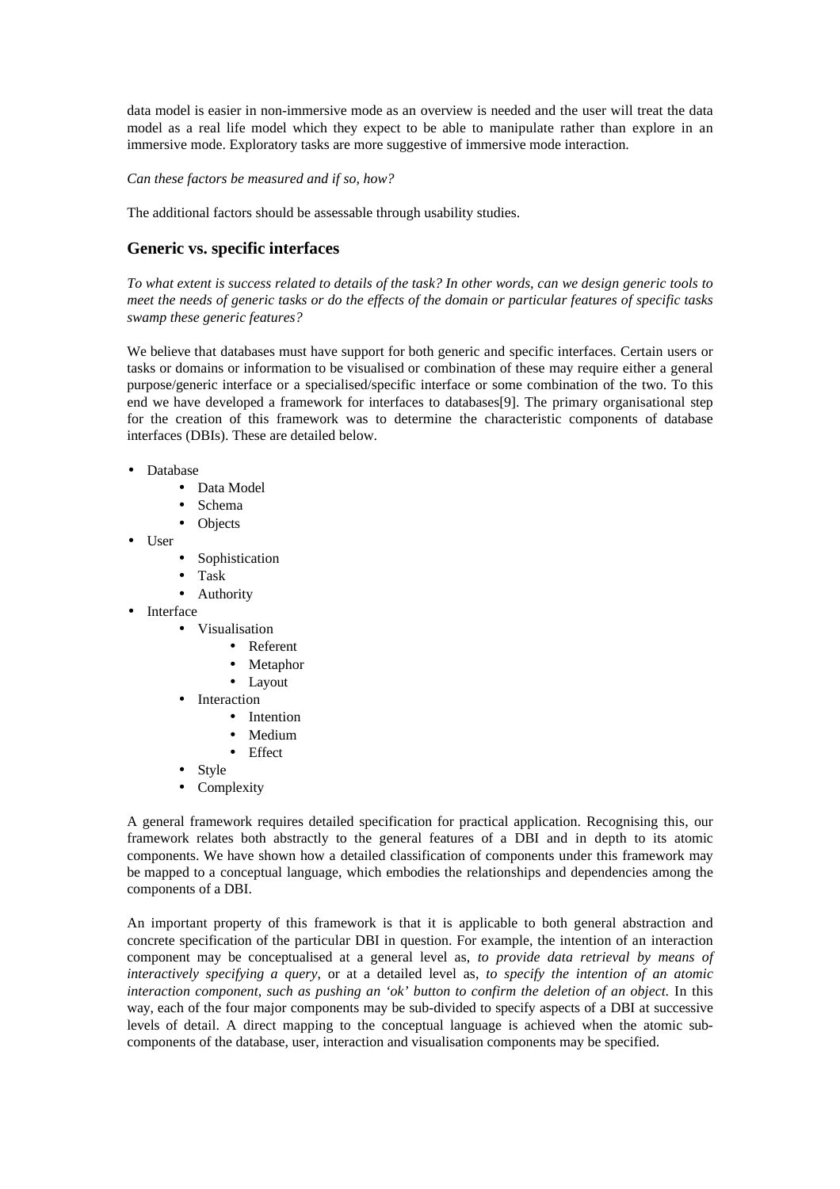data model is easier in non-immersive mode as an overview is needed and the user will treat the data model as a real life model which they expect to be able to manipulate rather than explore in an immersive mode. Exploratory tasks are more suggestive of immersive mode interaction.

*Can these factors be measured and if so, how?*

The additional factors should be assessable through usability studies.

## Generic vs. specific interfaces

*To what extent is success related to details of the task? In other words, can we design generic tools to meet the needs of generic tasks or do the effects of the domain or particular features of specific tasks swamp these generic features?*

We believe that databases must have support for both generic and specific interfaces. Certain users or tasks or domains or information to be visualised or combination of these may require either a general purpose/generic interface or a specialised/specific interface or some combination of the two. To this end we have developed a framework for interfaces to databases[9]. The primary organisational step for the creation of this framework was to determine the characteristic components of database interfaces (DBIs). These are detailed below.

- Database
    - Data Model
    - Schema
    - Objects
- User
    - Sophistication
    - Task
    - Authority
- Interface
    - Visualisation
        - Referent
        - Metaphor
        - Layout
    - Interaction
        - Intention
        - Medium
        - Effect
    - Style
    - Complexity

A general framework requires detailed specification for practical application. Recognising this, our framework relates both abstractly to the general features of a DBI and in depth to its atomic components. We have shown how a detailed classification of components under this framework may be mapped to a conceptual language, which embodies the relationships and dependencies among the components of a DBI.

An important property of this framework is that it is applicable to both general abstraction and concrete specification of the particular DBI in question. For example, the intention of an interaction component may be conceptualised at a general level as, *to provide data retrieval by means of interactively specifying a query*, or at a detailed level as, *to specify the intention of an atomic interaction component, such as pushing an 'ok' button to confirm the deletion of an object.* In this way, each of the four major components may be sub-divided to specify aspects of a DBI at successive levels of detail. A direct mapping to the conceptual language is achieved when the atomic sub-components of the database, user, interaction and visualisation components may be specified.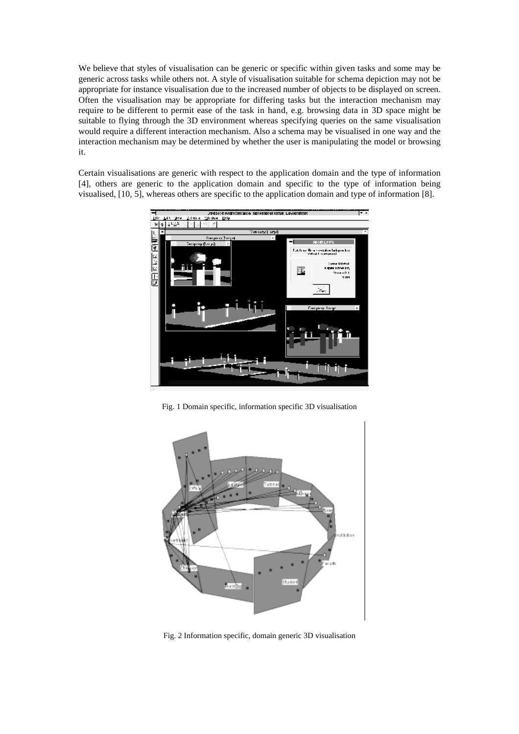We believe that styles of visualisation can be generic or specific within given tasks and some may be generic across tasks while others not. A style of visualisation suitable for schema depiction may not be appropriate for instance visualisation due to the increased number of objects to be displayed on screen. Often the visualisation may be appropriate for differing tasks but the interaction mechanism may require to be different to permit ease of the task in hand, e.g. browsing data in 3D space might be suitable to flying through the 3D environment whereas specifying queries on the same visualisation would require a different interaction mechanism. Also a schema may be visualised in one way and the interaction mechanism may be determined by whether the user is manipulating the model or browsing it.

Certain visualisations are generic with respect to the application domain and the type of information [4], others are generic to the application domain and specific to the type of information being visualised, [10, 5], whereas others are specific to the application domain and type of information [8].

Fig. 1 Domain specific, information specific 3D visualisation

Fig. 2 Information specific, domain generic 3D visualisation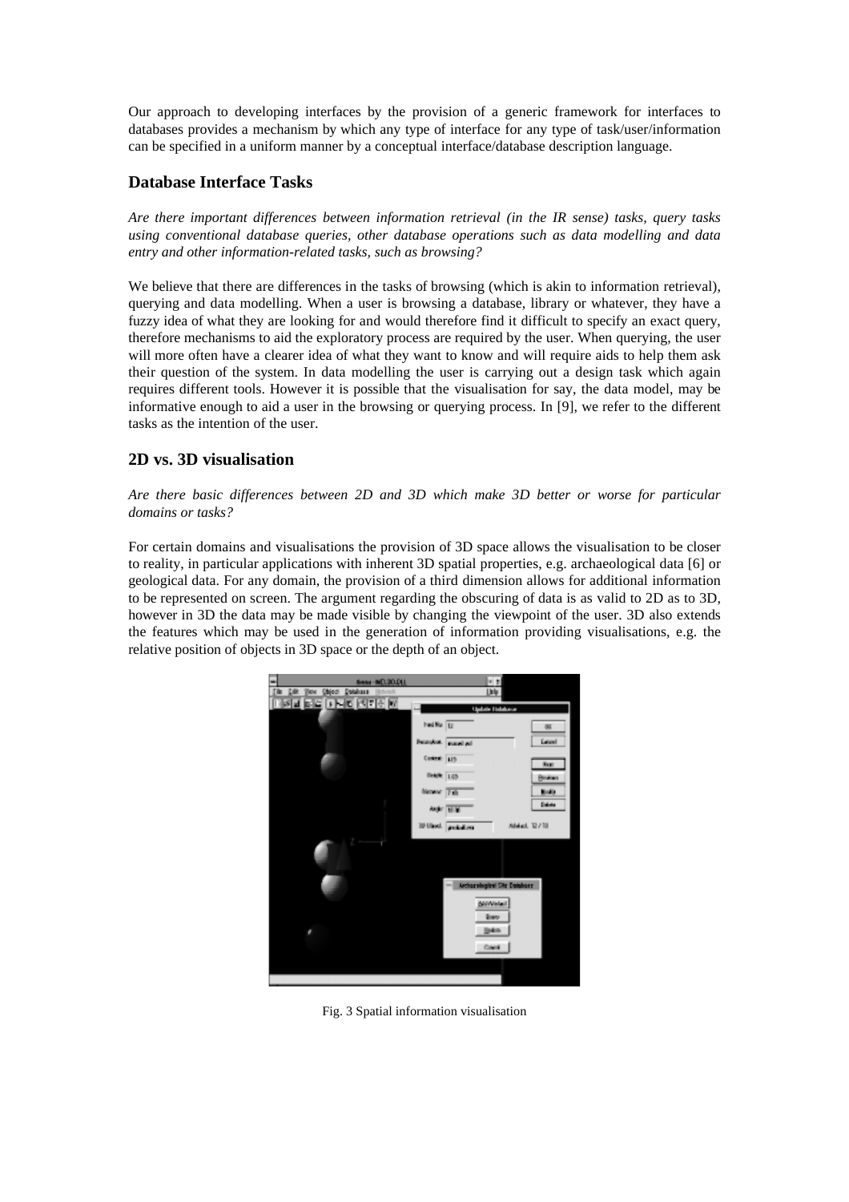Our approach to developing interfaces by the provision of a generic framework for interfaces to databases provides a mechanism by which any type of interface for any type of task/user/information can be specified in a uniform manner by a conceptual interface/database description language.

## Database Interface Tasks

*Are there important differences between information retrieval (in the IR sense) tasks, query tasks using conventional database queries, other database operations such as data modelling and data entry and other information-related tasks, such as browsing?*

We believe that there are differences in the tasks of browsing (which is akin to information retrieval), querying and data modelling. When a user is browsing a database, library or whatever, they have a fuzzy idea of what they are looking for and would therefore find it difficult to specify an exact query, therefore mechanisms to aid the exploratory process are required by the user. When querying, the user will more often have a clearer idea of what they want to know and will require aids to help them ask their question of the system. In data modelling the user is carrying out a design task which again requires different tools. However it is possible that the visualisation for say, the data model, may be informative enough to aid a user in the browsing or querying process. In [9], we refer to the different tasks as the intention of the user.

## 2D vs. 3D visualisation

*Are there basic differences between 2D and 3D which make 3D better or worse for particular domains or tasks?*

For certain domains and visualisations the provision of 3D space allows the visualisation to be closer to reality, in particular applications with inherent 3D spatial properties, e.g. archaeological data [6] or geological data. For any domain, the provision of a third dimension allows for additional information to be represented on screen. The argument regarding the obscuring of data is as valid to 2D as to 3D, however in 3D the data may be made visible by changing the viewpoint of the user. 3D also extends the features which may be used in the generation of information providing visualisations, e.g. the relative position of objects in 3D space or the depth of an object.

Fig. 3 Spatial information visualisation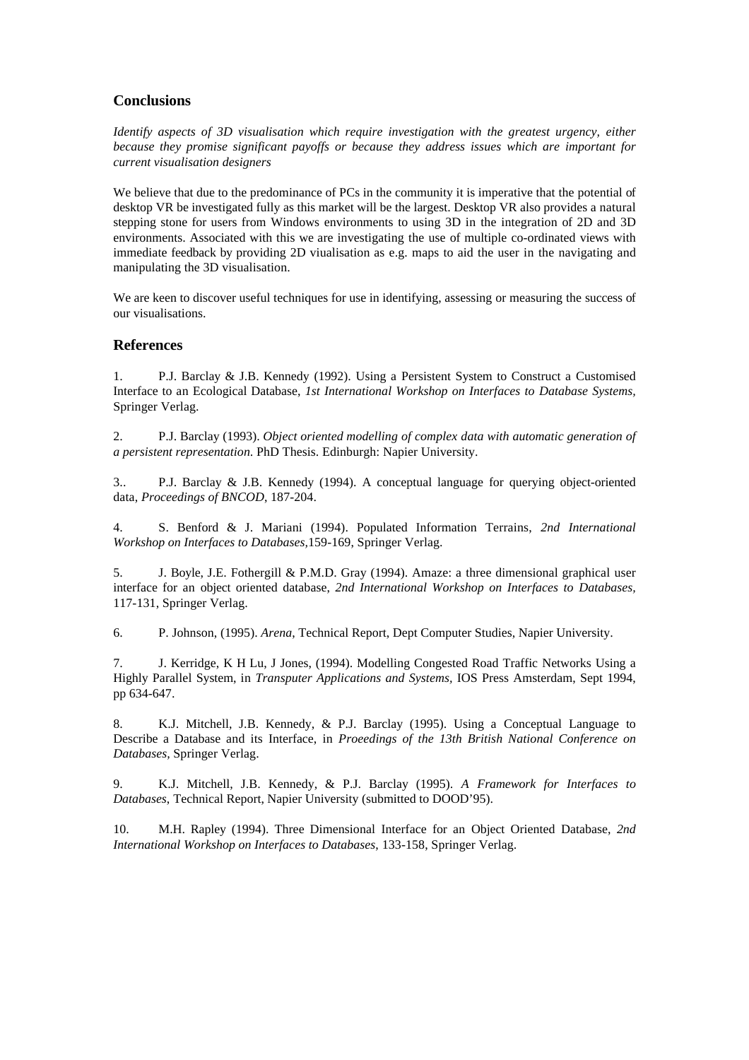## Conclusions

*Identify aspects of 3D visualisation which require investigation with the greatest urgency, either because they promise significant payoffs or because they address issues which are important for current visualisation designers*

We believe that due to the predominance of PCs in the community it is imperative that the potential of desktop VR be investigated fully as this market will be the largest. Desktop VR also provides a natural stepping stone for users from Windows environments to using 3D in the integration of 2D and 3D environments. Associated with this we are investigating the use of multiple co-ordinated views with immediate feedback by providing 2D viualisation as e.g. maps to aid the user in the navigating and manipulating the 3D visualisation.

We are keen to discover useful techniques for use in identifying, assessing or measuring the success of our visualisations.

## References

1. P.J. Barclay & J.B. Kennedy (1992). Using a Persistent System to Construct a Customised Interface to an Ecological Database, *1st International Workshop on Interfaces to Database Systems*, Springer Verlag.

2. P.J. Barclay (1993). *Object oriented modelling of complex data with automatic generation of a persistent representation.* PhD Thesis. Edinburgh: Napier University.

3.. P.J. Barclay & J.B. Kennedy (1994). A conceptual language for querying object-oriented data, *Proceedings of BNCOD*, 187-204.

4. S. Benford & J. Mariani (1994). Populated Information Terrains, *2nd International Workshop on Interfaces to Databases,*159-169, Springer Verlag.

5. J. Boyle, J.E. Fothergill & P.M.D. Gray (1994). Amaze: a three dimensional graphical user interface for an object oriented database, *2nd International Workshop on Interfaces to Databases*, 117-131, Springer Verlag.

6. P. Johnson, (1995). *Arena*, Technical Report, Dept Computer Studies, Napier University.

7. J. Kerridge, K H Lu, J Jones, (1994). Modelling Congested Road Traffic Networks Using a Highly Parallel System, in *Transputer Applications and Systems*, IOS Press Amsterdam, Sept 1994, pp 634-647.

8. K.J. Mitchell, J.B. Kennedy, & P.J. Barclay (1995). Using a Conceptual Language to Describe a Database and its Interface, in *Proeedings of the 13th British National Conference on Databases*, Springer Verlag.

9. K.J. Mitchell, J.B. Kennedy, & P.J. Barclay (1995). *A Framework for Interfaces to Databases*, Technical Report, Napier University (submitted to DOOD'95).

10. M.H. Rapley (1994). Three Dimensional Interface for an Object Oriented Database, *2nd International Workshop on Interfaces to Databases*, 133-158, Springer Verlag.